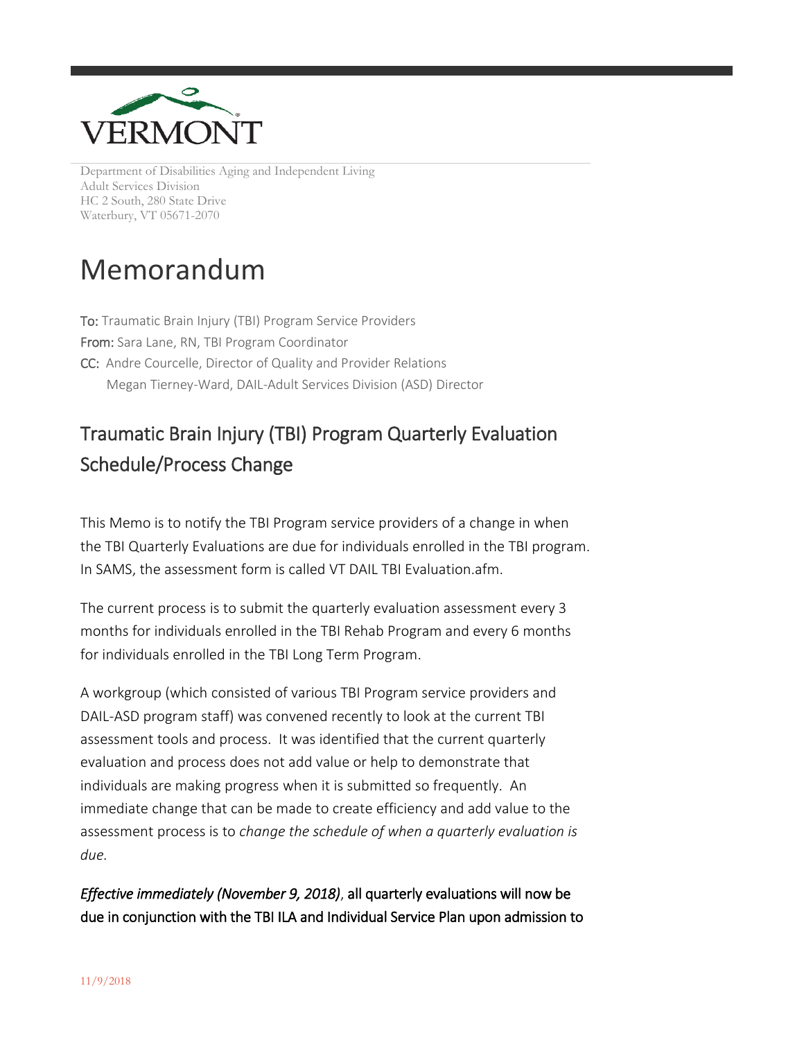VERMONT

Department of Disabilities Aging and Independent Living
Adult Services Division
HC 2 South, 280 State Drive
Waterbury, VT 05671-2070

# Memorandum

**To:** Traumatic Brain Injury (TBI) Program Service Providers
**From:** Sara Lane, RN, TBI Program Coordinator
**CC:** Andre Courcelle, Director of Quality and Provider Relations
Megan Tierney-Ward, DAIL-Adult Services Division (ASD) Director

## Traumatic Brain Injury (TBI) Program Quarterly Evaluation Schedule/Process Change

This Memo is to notify the TBI Program service providers of a change in when the TBI Quarterly Evaluations are due for individuals enrolled in the TBI program. In SAMS, the assessment form is called VT DAIL TBI Evaluation.afm.

The current process is to submit the quarterly evaluation assessment every 3 months for individuals enrolled in the TBI Rehab Program and every 6 months for individuals enrolled in the TBI Long Term Program.

A workgroup (which consisted of various TBI Program service providers and DAIL-ASD program staff) was convened recently to look at the current TBI assessment tools and process. It was identified that the current quarterly evaluation and process does not add value or help to demonstrate that individuals are making progress when it is submitted so frequently. An immediate change that can be made to create efficiency and add value to the assessment process is to *change the schedule of when a quarterly evaluation is due.*

*Effective immediately (November 9, 2018)*, all quarterly evaluations will now be due in conjunction with the TBI ILA and Individual Service Plan upon admission to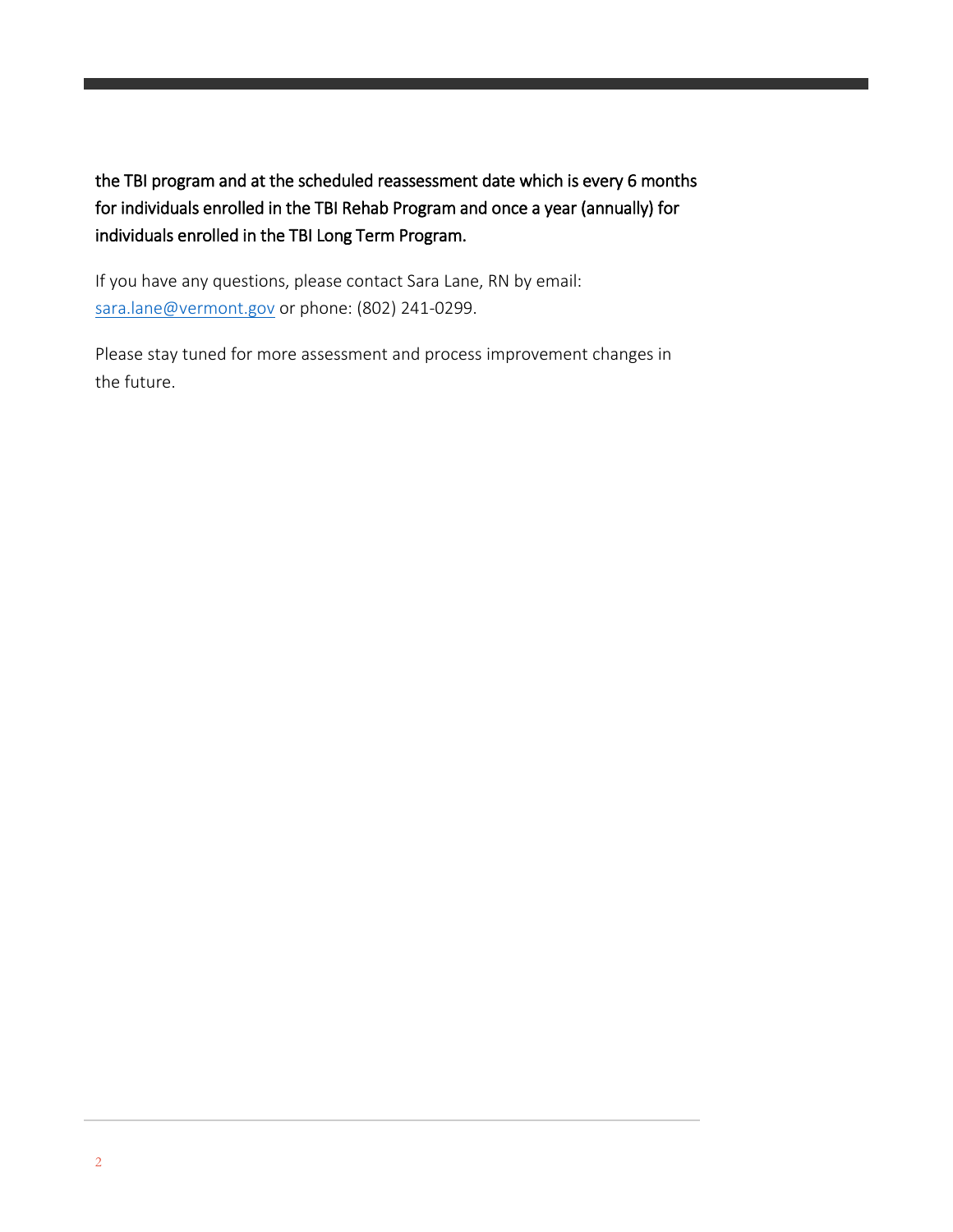the TBI program and at the scheduled reassessment date which is every 6 months for individuals enrolled in the TBI Rehab Program and once a year (annually) for individuals enrolled in the TBI Long Term Program.

If you have any questions, please contact Sara Lane, RN by email: [sara.lane@vermont.gov](mailto:sara.lane@vermont.gov) or phone: (802) 241-0299.

Please stay tuned for more assessment and process improvement changes in the future.